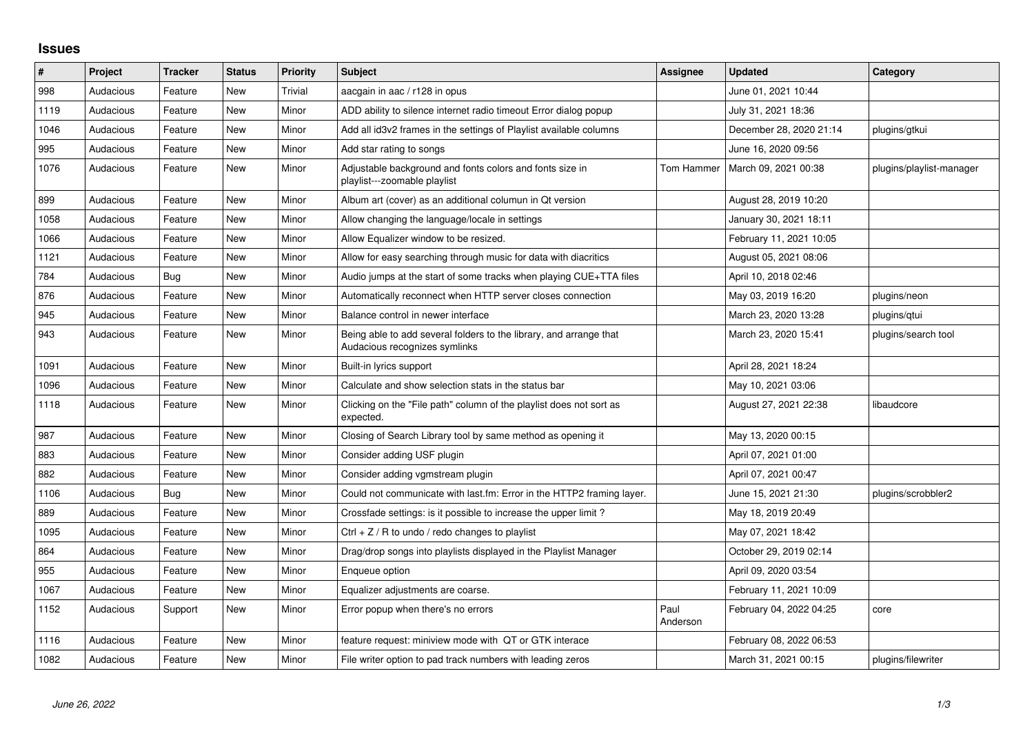## Issues

| # | Project | Tracker | Status | Priority | Subject | Assignee | Updated | Category |
|---|---|---|---|---|---|---|---|---|
| 998 | Audacious | Feature | New | Trivial | aacgain in aac / r128 in opus | | June 01, 2021 10:44 | |
| 1119 | Audacious | Feature | New | Minor | ADD ability to silence internet radio timeout Error dialog popup | | July 31, 2021 18:36 | |
| 1046 | Audacious | Feature | New | Minor | Add all id3v2 frames in the settings of Playlist available columns | | December 28, 2020 21:14 | plugins/gtkui |
| 995 | Audacious | Feature | New | Minor | Add star rating to songs | | June 16, 2020 09:56 | |
| 1076 | Audacious | Feature | New | Minor | Adjustable background and fonts colors and fonts size in playlist---zoomable playlist | Tom Hammer | March 09, 2021 00:38 | plugins/playlist-manager |
| 899 | Audacious | Feature | New | Minor | Album art (cover) as an additional columun in Qt version | | August 28, 2019 10:20 | |
| 1058 | Audacious | Feature | New | Minor | Allow changing the language/locale in settings | | January 30, 2021 18:11 | |
| 1066 | Audacious | Feature | New | Minor | Allow Equalizer window to be resized. | | February 11, 2021 10:05 | |
| 1121 | Audacious | Feature | New | Minor | Allow for easy searching through music for data with diacritics | | August 05, 2021 08:06 | |
| 784 | Audacious | Bug | New | Minor | Audio jumps at the start of some tracks when playing CUE+TTA files | | April 10, 2018 02:46 | |
| 876 | Audacious | Feature | New | Minor | Automatically reconnect when HTTP server closes connection | | May 03, 2019 16:20 | plugins/neon |
| 945 | Audacious | Feature | New | Minor | Balance control in newer interface | | March 23, 2020 13:28 | plugins/qtui |
| 943 | Audacious | Feature | New | Minor | Being able to add several folders to the library, and arrange that Audacious recognizes symlinks | | March 23, 2020 15:41 | plugins/search tool |
| 1091 | Audacious | Feature | New | Minor | Built-in lyrics support | | April 28, 2021 18:24 | |
| 1096 | Audacious | Feature | New | Minor | Calculate and show selection stats in the status bar | | May 10, 2021 03:06 | |
| 1118 | Audacious | Feature | New | Minor | Clicking on the "File path" column of the playlist does not sort as expected. | | August 27, 2021 22:38 | libaudcore |
| 987 | Audacious | Feature | New | Minor | Closing of Search Library tool by same method as opening it | | May 13, 2020 00:15 | |
| 883 | Audacious | Feature | New | Minor | Consider adding USF plugin | | April 07, 2021 01:00 | |
| 882 | Audacious | Feature | New | Minor | Consider adding vgmstream plugin | | April 07, 2021 00:47 | |
| 1106 | Audacious | Bug | New | Minor | Could not communicate with last.fm: Error in the HTTP2 framing layer. | | June 15, 2021 21:30 | plugins/scrobbler2 |
| 889 | Audacious | Feature | New | Minor | Crossfade settings: is it possible to increase the upper limit ? | | May 18, 2019 20:49 | |
| 1095 | Audacious | Feature | New | Minor | Ctrl + Z / R to undo / redo changes to playlist | | May 07, 2021 18:42 | |
| 864 | Audacious | Feature | New | Minor | Drag/drop songs into playlists displayed in the Playlist Manager | | October 29, 2019 02:14 | |
| 955 | Audacious | Feature | New | Minor | Enqueue option | | April 09, 2020 03:54 | |
| 1067 | Audacious | Feature | New | Minor | Equalizer adjustments are coarse. | | February 11, 2021 10:09 | |
| 1152 | Audacious | Support | New | Minor | Error popup when there's no errors | Paul Anderson | February 04, 2022 04:25 | core |
| 1116 | Audacious | Feature | New | Minor | feature request: miniview mode with QT or GTK interace | | February 08, 2022 06:53 | |
| 1082 | Audacious | Feature | New | Minor | File writer option to pad track numbers with leading zeros | | March 31, 2021 00:15 | plugins/filewriter |

*June 26, 2022*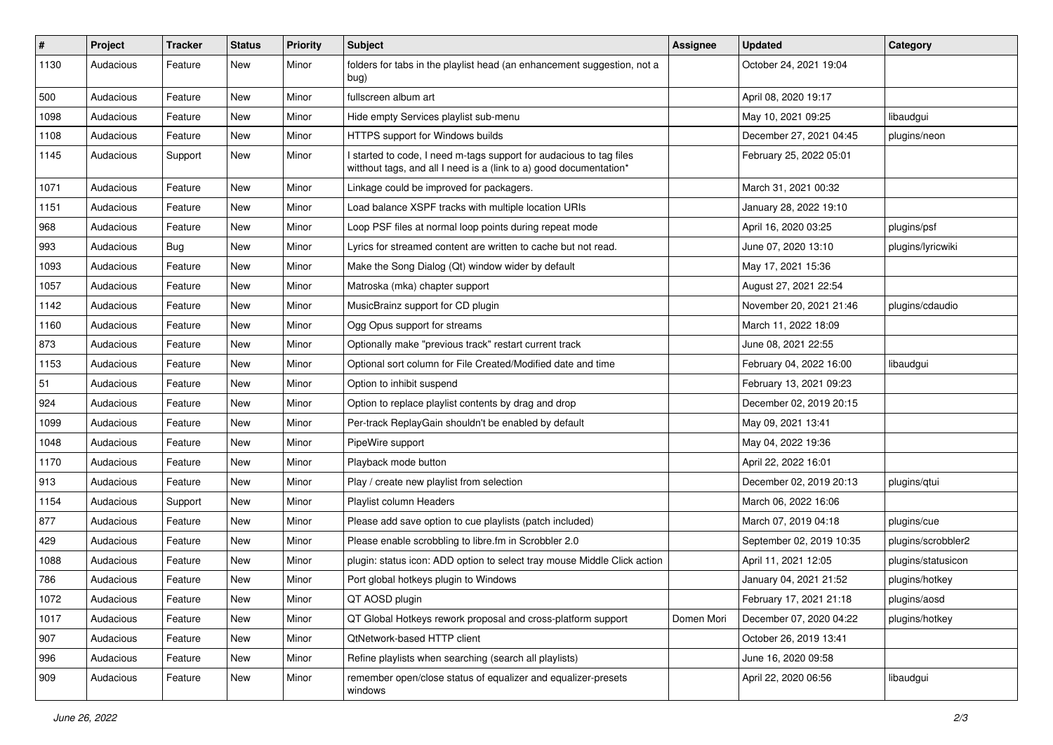| # | Project | Tracker | Status | Priority | Subject | Assignee | Updated | Category |
|---|---|---|---|---|---|---|---|---|
| 1130 | Audacious | Feature | New | Minor | folders for tabs in the playlist head (an enhancement suggestion, not a bug) | | October 24, 2021 19:04 | |
| 500 | Audacious | Feature | New | Minor | fullscreen album art | | April 08, 2020 19:17 | |
| 1098 | Audacious | Feature | New | Minor | Hide empty Services playlist sub-menu | | May 10, 2021 09:25 | libaudgui |
| 1108 | Audacious | Feature | New | Minor | HTTPS support for Windows builds | | December 27, 2021 04:45 | plugins/neon |
| 1145 | Audacious | Support | New | Minor | I started to code, I need m-tags support for audacious to tag files witthout tags, and all I need is a (link to a) good documentation* | | February 25, 2022 05:01 | |
| 1071 | Audacious | Feature | New | Minor | Linkage could be improved for packagers. | | March 31, 2021 00:32 | |
| 1151 | Audacious | Feature | New | Minor | Load balance XSPF tracks with multiple location URIs | | January 28, 2022 19:10 | |
| 968 | Audacious | Feature | New | Minor | Loop PSF files at normal loop points during repeat mode | | April 16, 2020 03:25 | plugins/psf |
| 993 | Audacious | Bug | New | Minor | Lyrics for streamed content are written to cache but not read. | | June 07, 2020 13:10 | plugins/lyricwiki |
| 1093 | Audacious | Feature | New | Minor | Make the Song Dialog (Qt) window wider by default | | May 17, 2021 15:36 | |
| 1057 | Audacious | Feature | New | Minor | Matroska (mka) chapter support | | August 27, 2021 22:54 | |
| 1142 | Audacious | Feature | New | Minor | MusicBrainz support for CD plugin | | November 20, 2021 21:46 | plugins/cdaudio |
| 1160 | Audacious | Feature | New | Minor | Ogg Opus support for streams | | March 11, 2022 18:09 | |
| 873 | Audacious | Feature | New | Minor | Optionally make "previous track" restart current track | | June 08, 2021 22:55 | |
| 1153 | Audacious | Feature | New | Minor | Optional sort column for File Created/Modified date and time | | February 04, 2022 16:00 | libaudgui |
| 51 | Audacious | Feature | New | Minor | Option to inhibit suspend | | February 13, 2021 09:23 | |
| 924 | Audacious | Feature | New | Minor | Option to replace playlist contents by drag and drop | | December 02, 2019 20:15 | |
| 1099 | Audacious | Feature | New | Minor | Per-track ReplayGain shouldn't be enabled by default | | May 09, 2021 13:41 | |
| 1048 | Audacious | Feature | New | Minor | PipeWire support | | May 04, 2022 19:36 | |
| 1170 | Audacious | Feature | New | Minor | Playback mode button | | April 22, 2022 16:01 | |
| 913 | Audacious | Feature | New | Minor | Play / create new playlist from selection | | December 02, 2019 20:13 | plugins/qtui |
| 1154 | Audacious | Support | New | Minor | Playlist column Headers | | March 06, 2022 16:06 | |
| 877 | Audacious | Feature | New | Minor | Please add save option to cue playlists (patch included) | | March 07, 2019 04:18 | plugins/cue |
| 429 | Audacious | Feature | New | Minor | Please enable scrobbling to libre.fm in Scrobbler 2.0 | | September 02, 2019 10:35 | plugins/scrobbler2 |
| 1088 | Audacious | Feature | New | Minor | plugin: status icon: ADD option to select tray mouse Middle Click action | | April 11, 2021 12:05 | plugins/statusicon |
| 786 | Audacious | Feature | New | Minor | Port global hotkeys plugin to Windows | | January 04, 2021 21:52 | plugins/hotkey |
| 1072 | Audacious | Feature | New | Minor | QT AOSD plugin | | February 17, 2021 21:18 | plugins/aosd |
| 1017 | Audacious | Feature | New | Minor | QT Global Hotkeys rework proposal and cross-platform support | Domen Mori | December 07, 2020 04:22 | plugins/hotkey |
| 907 | Audacious | Feature | New | Minor | QtNetwork-based HTTP client | | October 26, 2019 13:41 | |
| 996 | Audacious | Feature | New | Minor | Refine playlists when searching (search all playlists) | | June 16, 2020 09:58 | |
| 909 | Audacious | Feature | New | Minor | remember open/close status of equalizer and equalizer-presets windows | | April 22, 2020 06:56 | libaudgui |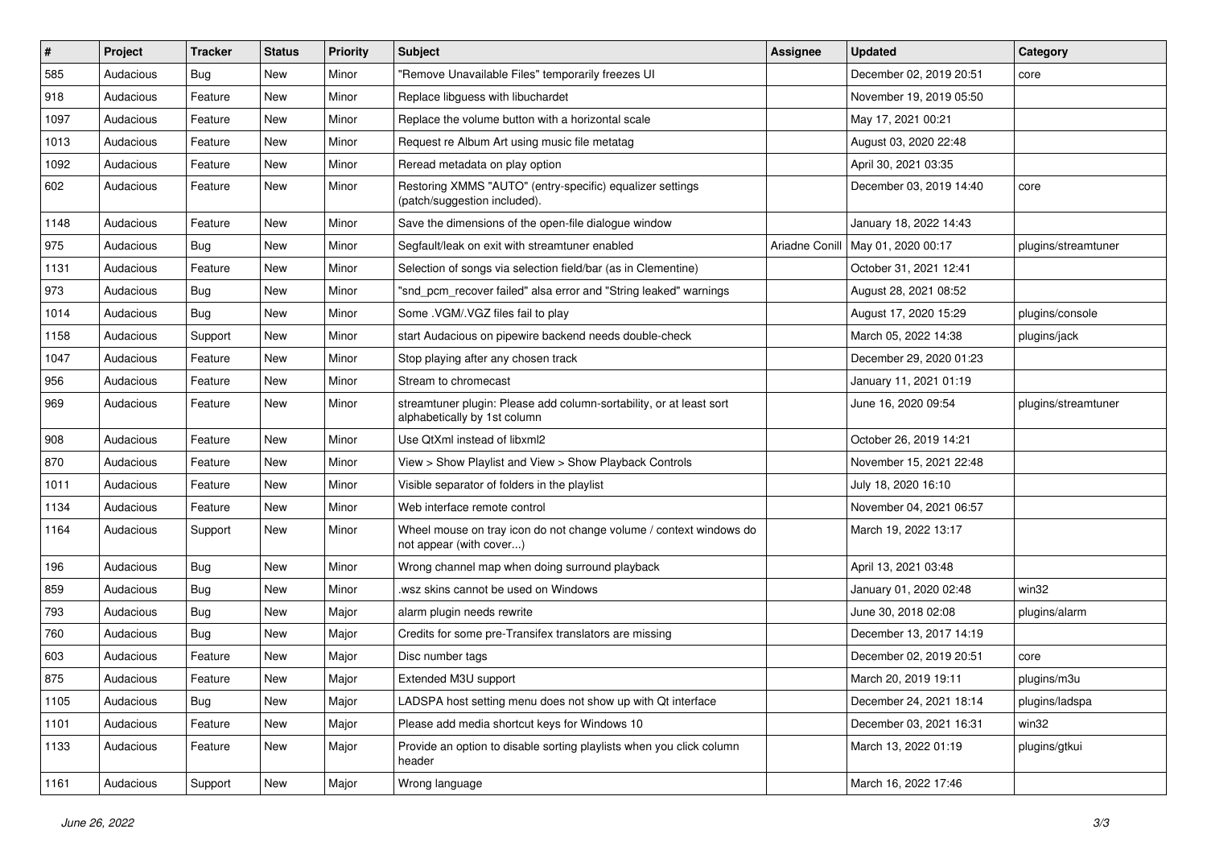| # | Project | Tracker | Status | Priority | Subject | Assignee | Updated | Category |
|---|---|---|---|---|---|---|---|---|
| 585 | Audacious | Bug | New | Minor | "Remove Unavailable Files" temporarily freezes UI | | December 02, 2019 20:51 | core |
| 918 | Audacious | Feature | New | Minor | Replace libguess with libuchardet | | November 19, 2019 05:50 | |
| 1097 | Audacious | Feature | New | Minor | Replace the volume button with a horizontal scale | | May 17, 2021 00:21 | |
| 1013 | Audacious | Feature | New | Minor | Request re Album Art using music file metatag | | August 03, 2020 22:48 | |
| 1092 | Audacious | Feature | New | Minor | Reread metadata on play option | | April 30, 2021 03:35 | |
| 602 | Audacious | Feature | New | Minor | Restoring XMMS "AUTO" (entry-specific) equalizer settings (patch/suggestion included). | | December 03, 2019 14:40 | core |
| 1148 | Audacious | Feature | New | Minor | Save the dimensions of the open-file dialogue window | | January 18, 2022 14:43 | |
| 975 | Audacious | Bug | New | Minor | Segfault/leak on exit with streamtuner enabled | Ariadne Conill | May 01, 2020 00:17 | plugins/streamtuner |
| 1131 | Audacious | Feature | New | Minor | Selection of songs via selection field/bar (as in Clementine) | | October 31, 2021 12:41 | |
| 973 | Audacious | Bug | New | Minor | "snd_pcm_recover failed" alsa error and "String leaked" warnings | | August 28, 2021 08:52 | |
| 1014 | Audacious | Bug | New | Minor | Some .VGM/.VGZ files fail to play | | August 17, 2020 15:29 | plugins/console |
| 1158 | Audacious | Support | New | Minor | start Audacious on pipewire backend needs double-check | | March 05, 2022 14:38 | plugins/jack |
| 1047 | Audacious | Feature | New | Minor | Stop playing after any chosen track | | December 29, 2020 01:23 | |
| 956 | Audacious | Feature | New | Minor | Stream to chromecast | | January 11, 2021 01:19 | |
| 969 | Audacious | Feature | New | Minor | streamtuner plugin: Please add column-sortability, or at least sort alphabetically by 1st column | | June 16, 2020 09:54 | plugins/streamtuner |
| 908 | Audacious | Feature | New | Minor | Use QtXml instead of libxml2 | | October 26, 2019 14:21 | |
| 870 | Audacious | Feature | New | Minor | View > Show Playlist and View > Show Playback Controls | | November 15, 2021 22:48 | |
| 1011 | Audacious | Feature | New | Minor | Visible separator of folders in the playlist | | July 18, 2020 16:10 | |
| 1134 | Audacious | Feature | New | Minor | Web interface remote control | | November 04, 2021 06:57 | |
| 1164 | Audacious | Support | New | Minor | Wheel mouse on tray icon do not change volume / context windows do not appear (with cover...) | | March 19, 2022 13:17 | |
| 196 | Audacious | Bug | New | Minor | Wrong channel map when doing surround playback | | April 13, 2021 03:48 | |
| 859 | Audacious | Bug | New | Minor | .wsz skins cannot be used on Windows | | January 01, 2020 02:48 | win32 |
| 793 | Audacious | Bug | New | Major | alarm plugin needs rewrite | | June 30, 2018 02:08 | plugins/alarm |
| 760 | Audacious | Bug | New | Major | Credits for some pre-Transifex translators are missing | | December 13, 2017 14:19 | |
| 603 | Audacious | Feature | New | Major | Disc number tags | | December 02, 2019 20:51 | core |
| 875 | Audacious | Feature | New | Major | Extended M3U support | | March 20, 2019 19:11 | plugins/m3u |
| 1105 | Audacious | Bug | New | Major | LADSPA host setting menu does not show up with Qt interface | | December 24, 2021 18:14 | plugins/ladspa |
| 1101 | Audacious | Feature | New | Major | Please add media shortcut keys for Windows 10 | | December 03, 2021 16:31 | win32 |
| 1133 | Audacious | Feature | New | Major | Provide an option to disable sorting playlists when you click column header | | March 13, 2022 01:19 | plugins/gtkui |
| 1161 | Audacious | Support | New | Major | Wrong language | | March 16, 2022 17:46 | |

*June 26, 2022*